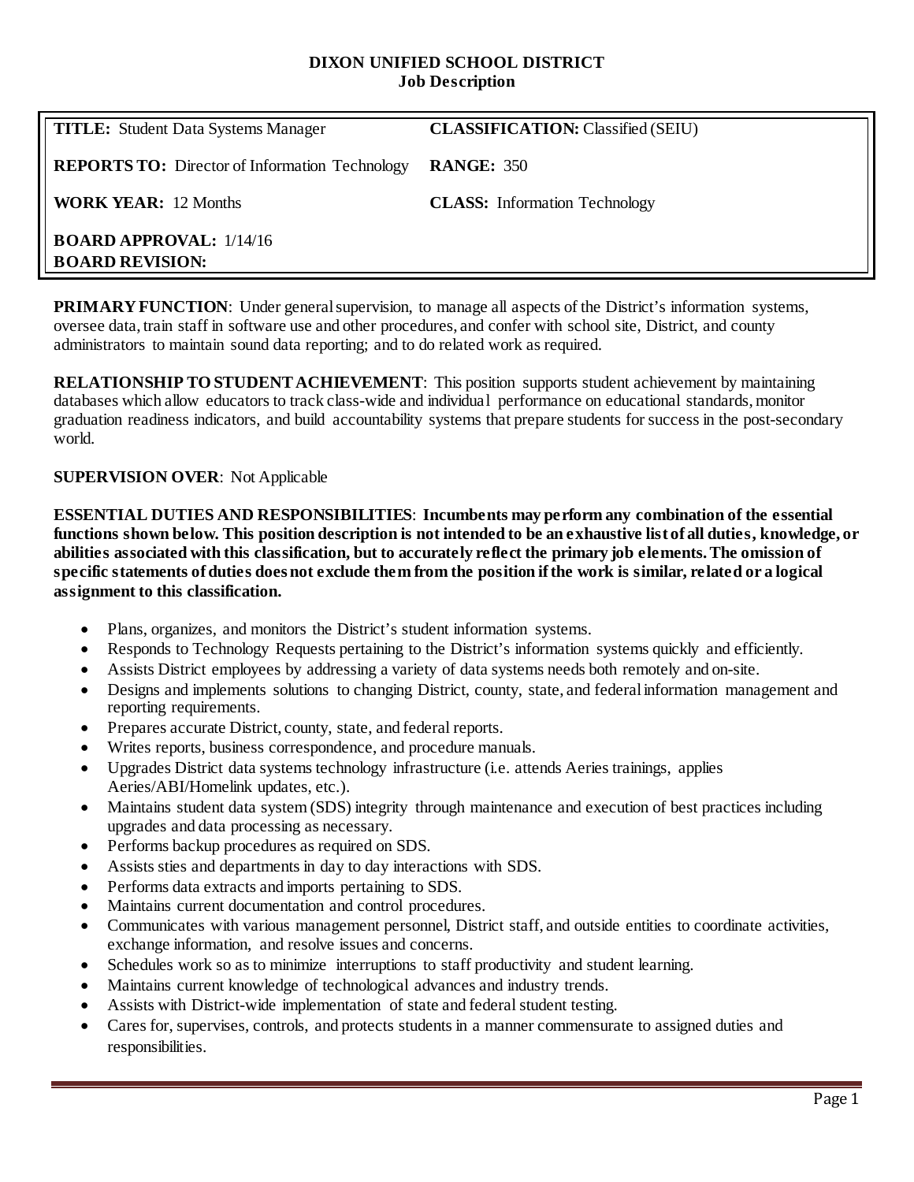# DIXON UNIFIED SCHOOL DISTRICT
## Job Description

| | |
|---|---|
| **TITLE:** Student Data Systems Manager | **CLASSIFICATION:** Classified (SEIU) |
| **REPORTS TO:** Director of Information Technology | **RANGE:** 350 |
| **WORK YEAR:** 12 Months | **CLASS:** Information Technology |
| **BOARD APPROVAL:** 1/14/16<br>**BOARD REVISION:** | |

**PRIMARY FUNCTION**: Under general supervision, to manage all aspects of the District's information systems, oversee data, train staff in software use and other procedures, and confer with school site, District, and county administrators to maintain sound data reporting; and to do related work as required.

**RELATIONSHIP TO STUDENT ACHIEVEMENT**: This position supports student achievement by maintaining databases which allow educators to track class-wide and individual performance on educational standards, monitor graduation readiness indicators, and build accountability systems that prepare students for success in the post-secondary world.

**SUPERVISION OVER**: Not Applicable

**ESSENTIAL DUTIES AND RESPONSIBILITIES**: **Incumbents may perform any combination of the essential functions shown below. This position description is not intended to be an exhaustive list of all duties, knowledge, or abilities associated with this classification, but to accurately reflect the primary job elements. The omission of specific statements of duties does not exclude them from the position if the work is similar, related or a logical assignment to this classification.**

- Plans, organizes, and monitors the District's student information systems.
- Responds to Technology Requests pertaining to the District's information systems quickly and efficiently.
- Assists District employees by addressing a variety of data systems needs both remotely and on-site.
- Designs and implements solutions to changing District, county, state, and federal information management and reporting requirements.
- Prepares accurate District, county, state, and federal reports.
- Writes reports, business correspondence, and procedure manuals.
- Upgrades District data systems technology infrastructure (i.e. attends Aeries trainings, applies Aeries/ABI/Homelink updates, etc.).
- Maintains student data system (SDS) integrity through maintenance and execution of best practices including upgrades and data processing as necessary.
- Performs backup procedures as required on SDS.
- Assists sties and departments in day to day interactions with SDS.
- Performs data extracts and imports pertaining to SDS.
- Maintains current documentation and control procedures.
- Communicates with various management personnel, District staff, and outside entities to coordinate activities, exchange information, and resolve issues and concerns.
- Schedules work so as to minimize interruptions to staff productivity and student learning.
- Maintains current knowledge of technological advances and industry trends.
- Assists with District-wide implementation of state and federal student testing.
- Cares for, supervises, controls, and protects students in a manner commensurate to assigned duties and responsibilities.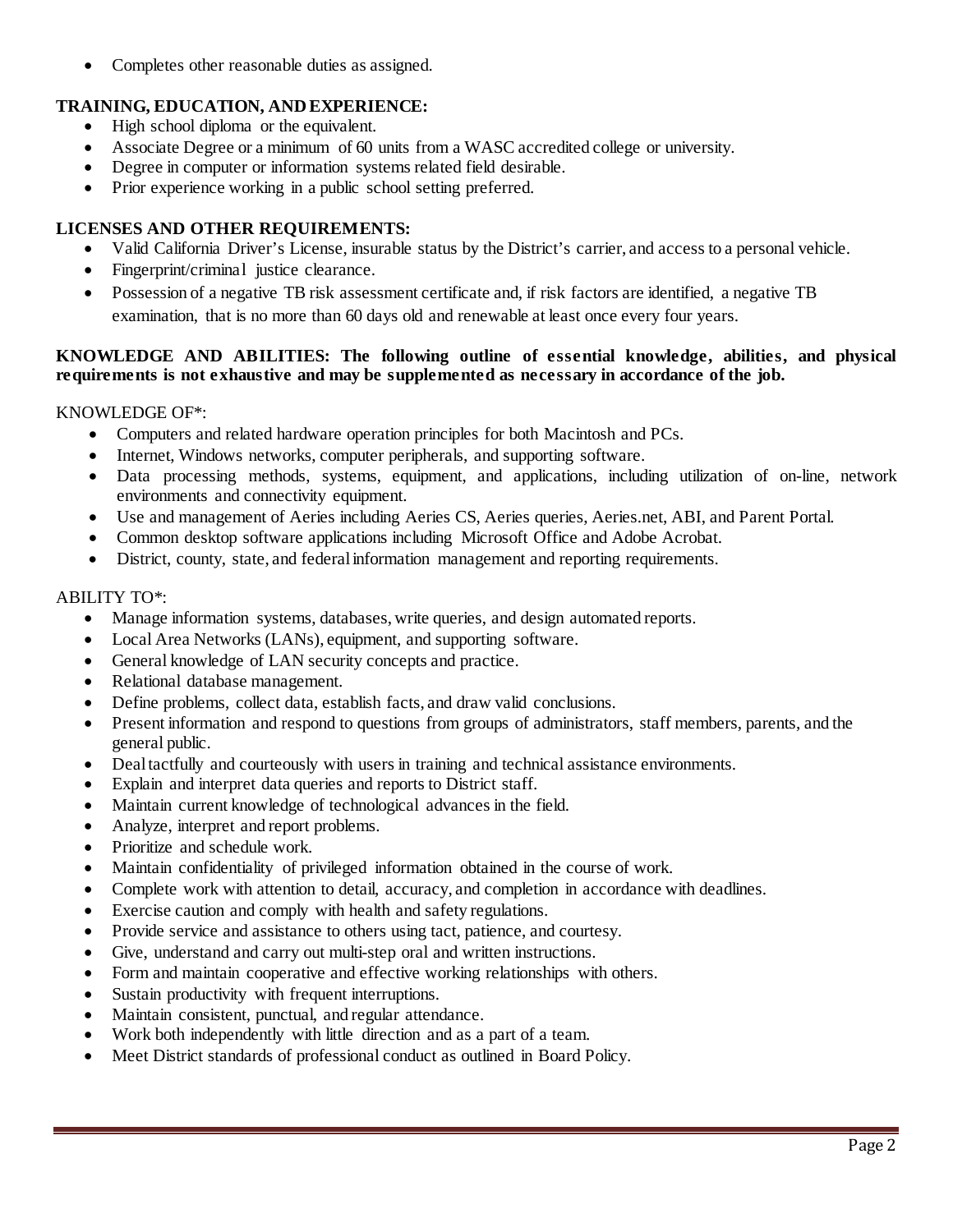- Completes other reasonable duties as assigned.

**TRAINING, EDUCATION, AND EXPERIENCE:**

- High school diploma or the equivalent.
- Associate Degree or a minimum of 60 units from a WASC accredited college or university.
- Degree in computer or information systems related field desirable.
- Prior experience working in a public school setting preferred.

**LICENSES AND OTHER REQUIREMENTS:**

- Valid California Driver's License, insurable status by the District's carrier, and access to a personal vehicle.
- Fingerprint/criminal justice clearance.
- Possession of a negative TB risk assessment certificate and, if risk factors are identified, a negative TB examination, that is no more than 60 days old and renewable at least once every four years.

**KNOWLEDGE AND ABILITIES: The following outline of essential knowledge, abilities, and physical requirements is not exhaustive and may be supplemented as necessary in accordance of the job.**

KNOWLEDGE OF*:

- Computers and related hardware operation principles for both Macintosh and PCs.
- Internet, Windows networks, computer peripherals, and supporting software.
- Data processing methods, systems, equipment, and applications, including utilization of on-line, network environments and connectivity equipment.
- Use and management of Aeries including Aeries CS, Aeries queries, Aeries.net, ABI, and Parent Portal.
- Common desktop software applications including Microsoft Office and Adobe Acrobat.
- District, county, state, and federal information management and reporting requirements.

ABILITY TO*:

- Manage information systems, databases, write queries, and design automated reports.
- Local Area Networks (LANs), equipment, and supporting software.
- General knowledge of LAN security concepts and practice.
- Relational database management.
- Define problems, collect data, establish facts, and draw valid conclusions.
- Present information and respond to questions from groups of administrators, staff members, parents, and the general public.
- Deal tactfully and courteously with users in training and technical assistance environments.
- Explain and interpret data queries and reports to District staff.
- Maintain current knowledge of technological advances in the field.
- Analyze, interpret and report problems.
- Prioritize and schedule work.
- Maintain confidentiality of privileged information obtained in the course of work.
- Complete work with attention to detail, accuracy, and completion in accordance with deadlines.
- Exercise caution and comply with health and safety regulations.
- Provide service and assistance to others using tact, patience, and courtesy.
- Give, understand and carry out multi-step oral and written instructions.
- Form and maintain cooperative and effective working relationships with others.
- Sustain productivity with frequent interruptions.
- Maintain consistent, punctual, and regular attendance.
- Work both independently with little direction and as a part of a team.
- Meet District standards of professional conduct as outlined in Board Policy.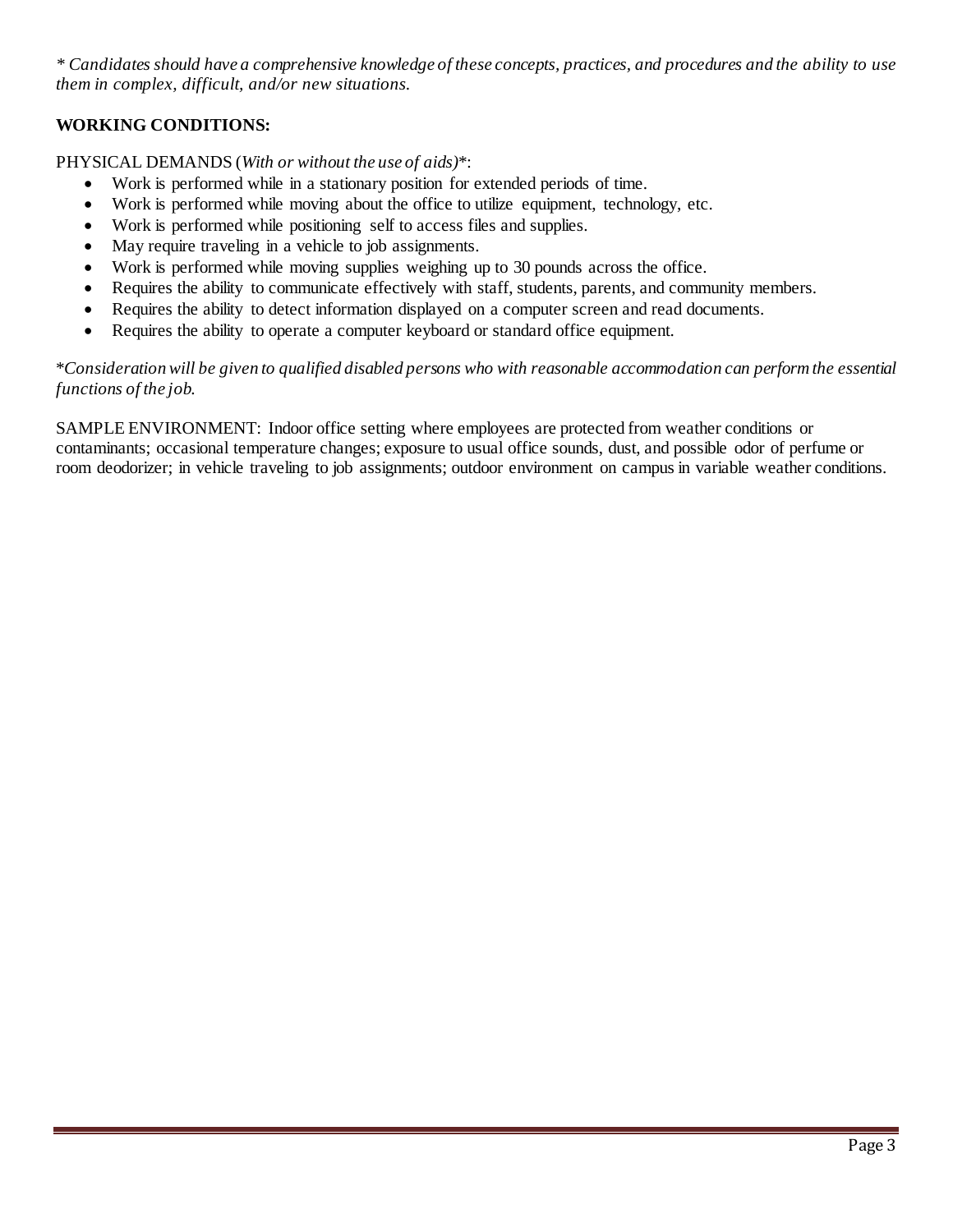*\* Candidates should have a comprehensive knowledge of these concepts, practices, and procedures and the ability to use them in complex, difficult, and/or new situations.*

**WORKING CONDITIONS:**

PHYSICAL DEMANDS (*With or without the use of aids)*\*:

- Work is performed while in a stationary position for extended periods of time.
- Work is performed while moving about the office to utilize equipment, technology, etc.
- Work is performed while positioning self to access files and supplies.
- May require traveling in a vehicle to job assignments.
- Work is performed while moving supplies weighing up to 30 pounds across the office.
- Requires the ability to communicate effectively with staff, students, parents, and community members.
- Requires the ability to detect information displayed on a computer screen and read documents.
- Requires the ability to operate a computer keyboard or standard office equipment.

\**Consideration will be given to qualified disabled persons who with reasonable accommodation can perform the essential functions of the job.*

SAMPLE ENVIRONMENT: Indoor office setting where employees are protected from weather conditions or contaminants; occasional temperature changes; exposure to usual office sounds, dust, and possible odor of perfume or room deodorizer; in vehicle traveling to job assignments; outdoor environment on campus in variable weather conditions.